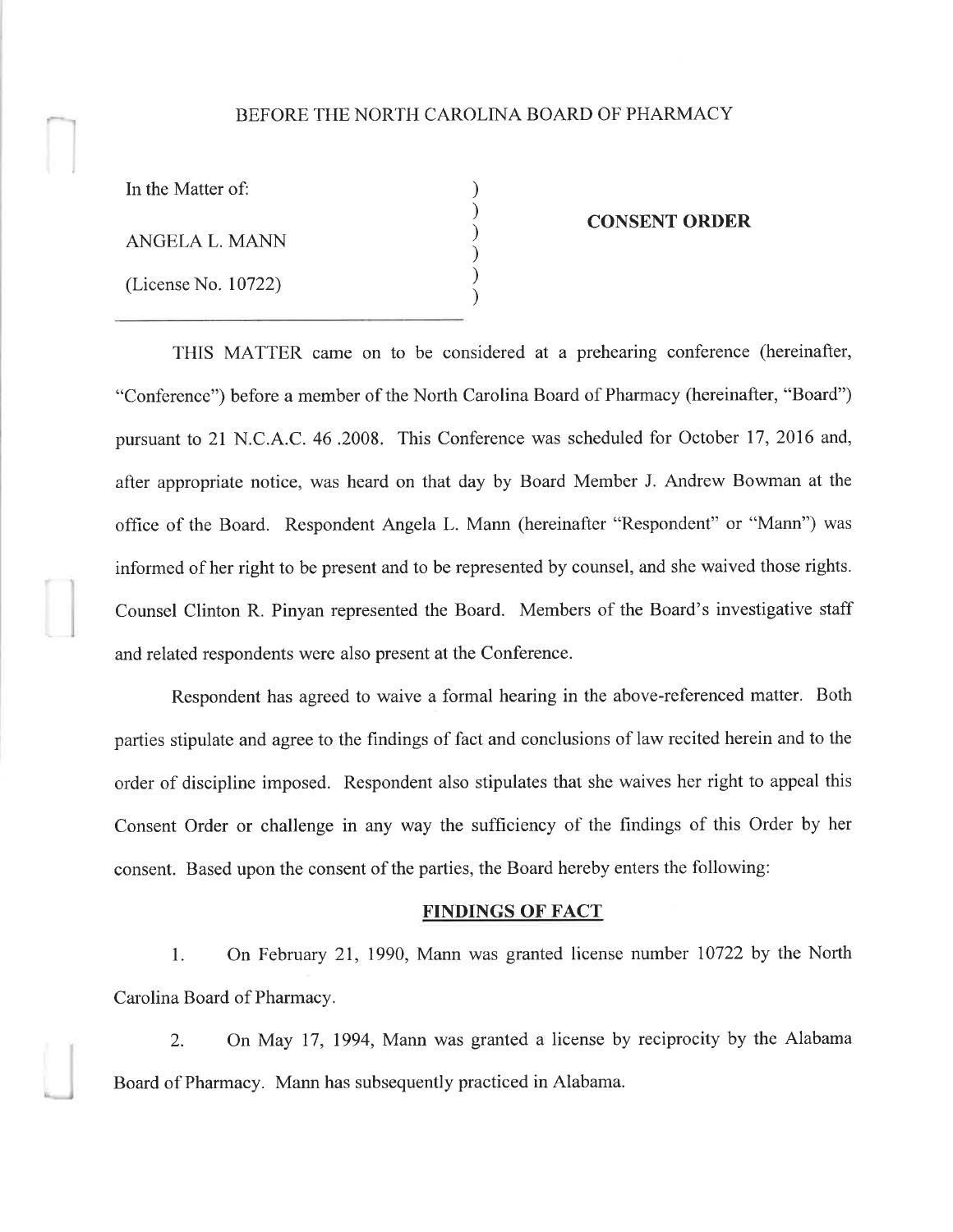BEFORE THE NORTH CAROLINA BOARD OF PHARMACY

In the Matter of:

ANGELA L. MANN

(License No. 10722)

**CONSENT ORDER**

THIS MATTER came on to be considered at a prehearing conference (hereinafter, "Conference") before a member of the North Carolina Board of Pharmacy (hereinafter, "Board") pursuant to 21 N.C.A.C. 46 .2008. This Conference was scheduled for October 17, 2016 and, after appropriate notice, was heard on that day by Board Member J. Andrew Bowman at the office of the Board. Respondent Angela L. Mann (hereinafter "Respondent" or "Mann") was informed of her right to be present and to be represented by counsel, and she waived those rights. Counsel Clinton R. Pinyan represented the Board. Members of the Board's investigative staff and related respondents were also present at the Conference.

Respondent has agreed to waive a formal hearing in the above-referenced matter. Both parties stipulate and agree to the findings of fact and conclusions of law recited herein and to the order of discipline imposed. Respondent also stipulates that she waives her right to appeal this Consent Order or challenge in any way the sufficiency of the findings of this Order by her consent. Based upon the consent of the parties, the Board hereby enters the following:

**FINDINGS OF FACT**

1. On February 21, 1990, Mann was granted license number 10722 by the North Carolina Board of Pharmacy.

2. On May 17, 1994, Mann was granted a license by reciprocity by the Alabama Board of Pharmacy. Mann has subsequently practiced in Alabama.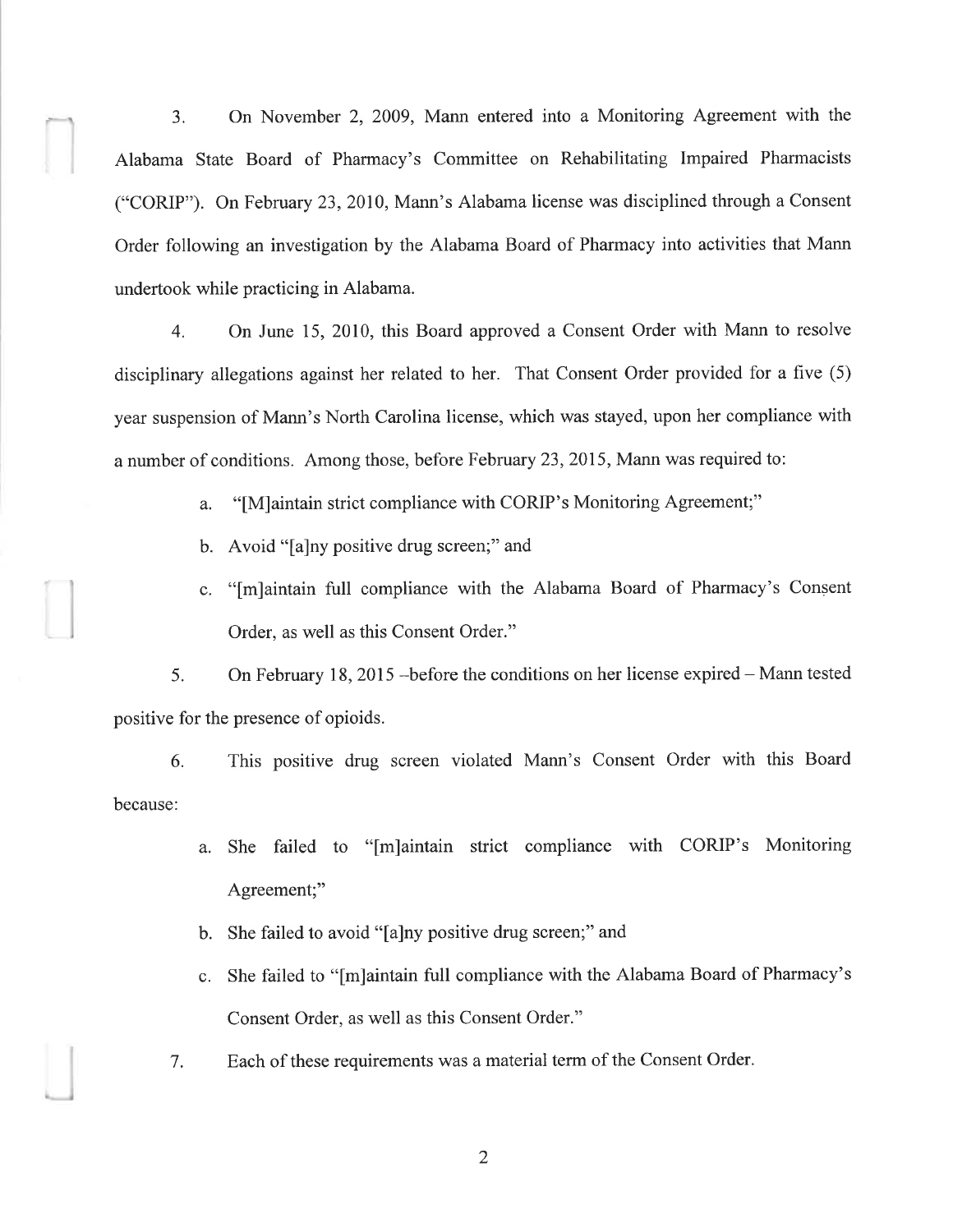3. On November 2, 2009, Mann entered into a Monitoring Agreement with the Alabama State Board of Pharmacy's Committee on Rehabilitating Impaired Pharmacists ("CORIP"). On February 23, 2010, Mann's Alabama license was disciplined through a Consent Order following an investigation by the Alabama Board of Pharmacy into activities that Mann undertook while practicing in Alabama.

4. On June 15, 2010, this Board approved a Consent Order with Mann to resolve disciplinary allegations against her related to her. That Consent Order provided for a five (5) year suspension of Mann's North Carolina license, which was stayed, upon her compliance with a number of conditions. Among those, before February 23, 2015, Mann was required to:

   a. "[M]aintain strict compliance with CORIP's Monitoring Agreement;"
   b. Avoid "[a]ny positive drug screen;" and
   c. "[m]aintain full compliance with the Alabama Board of Pharmacy's Consent Order, as well as this Consent Order."

5. On February 18, 2015 –before the conditions on her license expired – Mann tested positive for the presence of opioids.

6. This positive drug screen violated Mann's Consent Order with this Board because:

   a. She failed to "[m]aintain strict compliance with CORIP's Monitoring Agreement;"
   b. She failed to avoid "[a]ny positive drug screen;" and
   c. She failed to "[m]aintain full compliance with the Alabama Board of Pharmacy's Consent Order, as well as this Consent Order."

7. Each of these requirements was a material term of the Consent Order.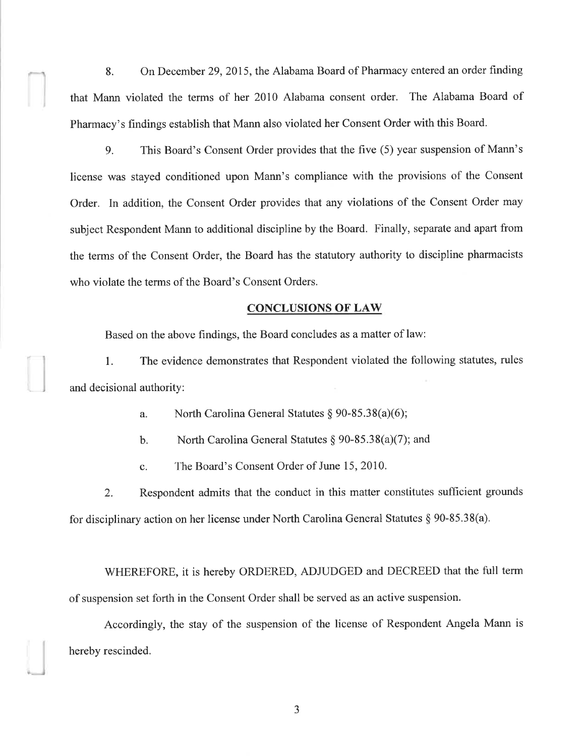8. On December 29, 2015, the Alabama Board of Pharmacy entered an order finding that Mann violated the terms of her 2010 Alabama consent order. The Alabama Board of Pharmacy's findings establish that Mann also violated her Consent Order with this Board.

9. This Board's Consent Order provides that the five (5) year suspension of Mann's license was stayed conditioned upon Mann's compliance with the provisions of the Consent Order. In addition, the Consent Order provides that any violations of the Consent Order may subject Respondent Mann to additional discipline by the Board. Finally, separate and apart from the terms of the Consent Order, the Board has the statutory authority to discipline pharmacists who violate the terms of the Board's Consent Orders.

## CONCLUSIONS OF LAW

Based on the above findings, the Board concludes as a matter of law:

1. The evidence demonstrates that Respondent violated the following statutes, rules and decisional authority:

   a. North Carolina General Statutes § 90-85.38(a)(6);

   b. North Carolina General Statutes § 90-85.38(a)(7); and

   c. The Board's Consent Order of June 15, 2010.

2. Respondent admits that the conduct in this matter constitutes sufficient grounds for disciplinary action on her license under North Carolina General Statutes § 90-85.38(a).

WHEREFORE, it is hereby ORDERED, ADJUDGED and DECREED that the full term of suspension set forth in the Consent Order shall be served as an active suspension.

Accordingly, the stay of the suspension of the license of Respondent Angela Mann is hereby rescinded.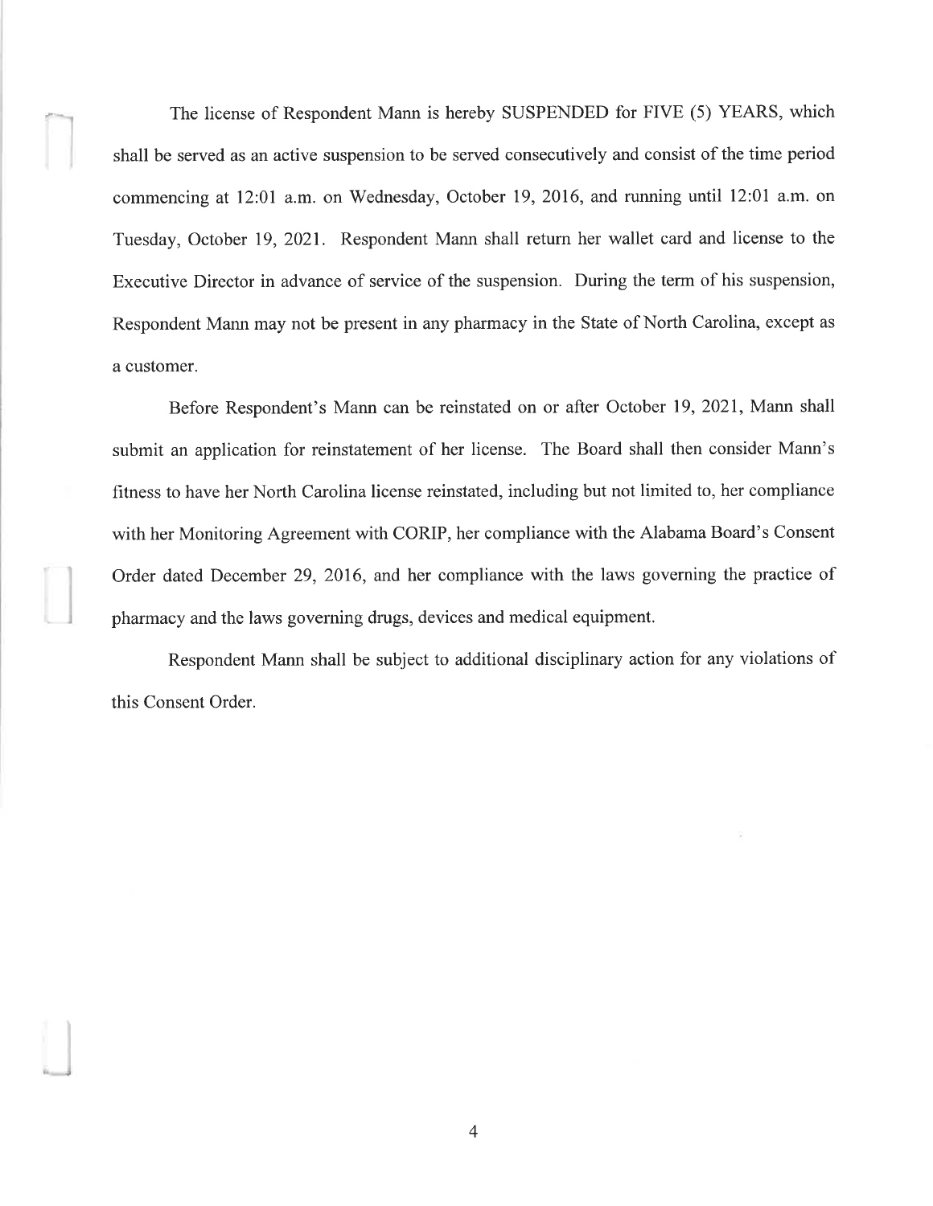The license of Respondent Mann is hereby SUSPENDED for FIVE (5) YEARS, which shall be served as an active suspension to be served consecutively and consist of the time period commencing at 12:01 a.m. on Wednesday, October 19, 2016, and running until 12:01 a.m. on Tuesday, October 19, 2021. Respondent Mann shall return her wallet card and license to the Executive Director in advance of service of the suspension. During the term of his suspension, Respondent Mann may not be present in any pharmacy in the State of North Carolina, except as a customer.

Before Respondent's Mann can be reinstated on or after October 19, 2021, Mann shall submit an application for reinstatement of her license. The Board shall then consider Mann's fitness to have her North Carolina license reinstated, including but not limited to, her compliance with her Monitoring Agreement with CORIP, her compliance with the Alabama Board's Consent Order dated December 29, 2016, and her compliance with the laws governing the practice of pharmacy and the laws governing drugs, devices and medical equipment.

Respondent Mann shall be subject to additional disciplinary action for any violations of this Consent Order.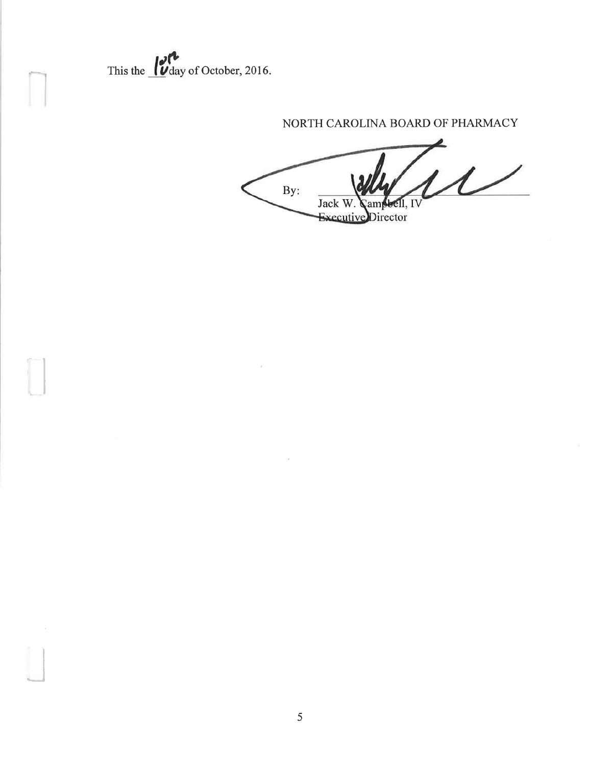This the 10th day of October, 2016.

NORTH CAROLINA BOARD OF PHARMACY

By: ______________________
Jack W. Campbell, IV
Executive Director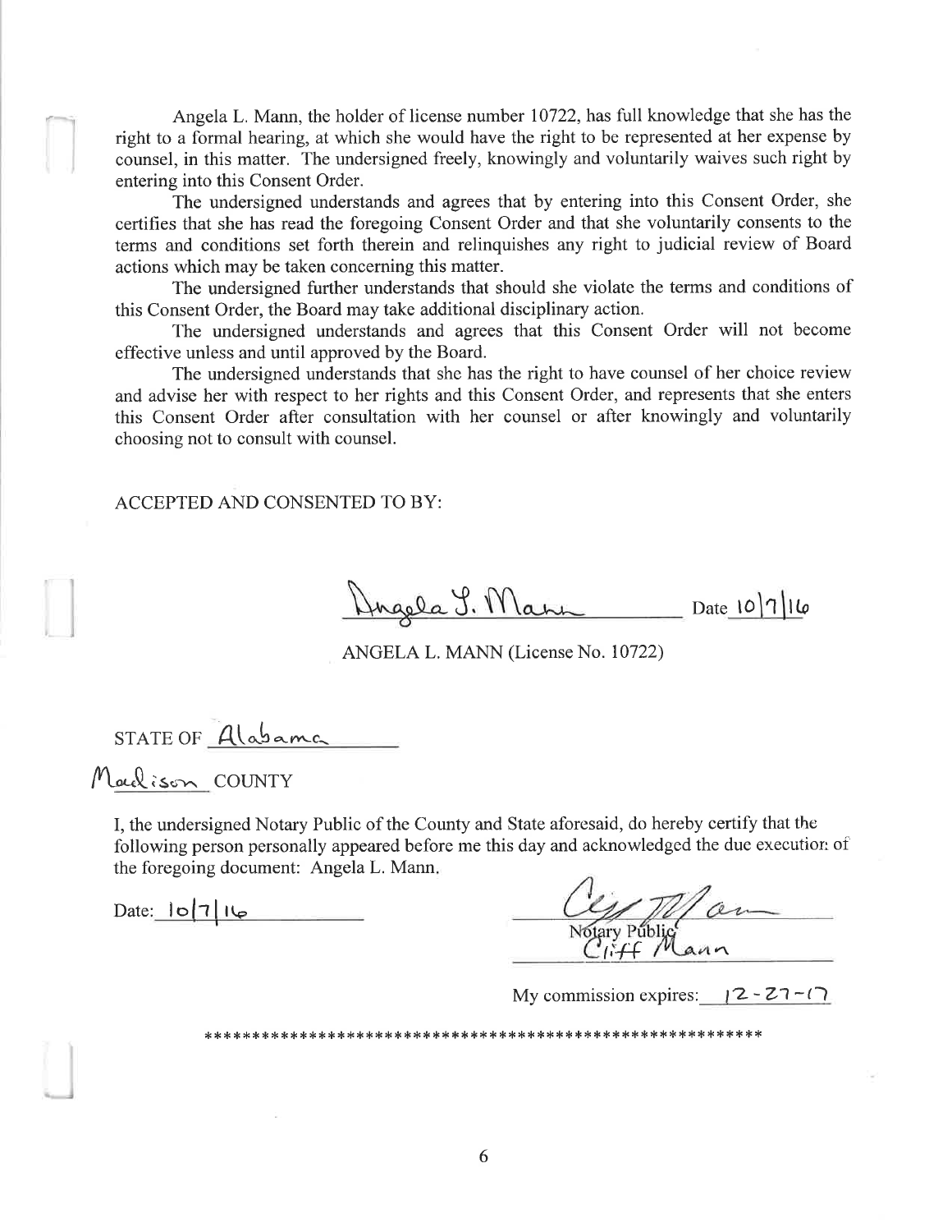Angela L. Mann, the holder of license number 10722, has full knowledge that she has the right to a formal hearing, at which she would have the right to be represented at her expense by counsel, in this matter. The undersigned freely, knowingly and voluntarily waives such right by entering into this Consent Order.

The undersigned understands and agrees that by entering into this Consent Order, she certifies that she has read the foregoing Consent Order and that she voluntarily consents to the terms and conditions set forth therein and relinquishes any right to judicial review of Board actions which may be taken concerning this matter.

The undersigned further understands that should she violate the terms and conditions of this Consent Order, the Board may take additional disciplinary action.

The undersigned understands and agrees that this Consent Order will not become effective unless and until approved by the Board.

The undersigned understands that she has the right to have counsel of her choice review and advise her with respect to her rights and this Consent Order, and represents that she enters this Consent Order after consultation with her counsel or after knowingly and voluntarily choosing not to consult with counsel.

ACCEPTED AND CONSENTED TO BY:

Angela L. Mann Date 10/7/16

ANGELA L. MANN (License No. 10722)

STATE OF Alabama

Madison COUNTY

I, the undersigned Notary Public of the County and State aforesaid, do hereby certify that the following person personally appeared before me this day and acknowledged the due execution of the foregoing document: Angela L. Mann.

Date: 10/7/16

Cliff Mann
Notary Public
Cliff Mann

My commission expires: 12-27-17

\*\*\*\*\*\*\*\*\*\*\*\*\*\*\*\*\*\*\*\*\*\*\*\*\*\*\*\*\*\*\*\*\*\*\*\*\*\*\*\*\*\*\*\*\*\*\*\*\*\*\*\*\*\*\*\*\*\*\*\*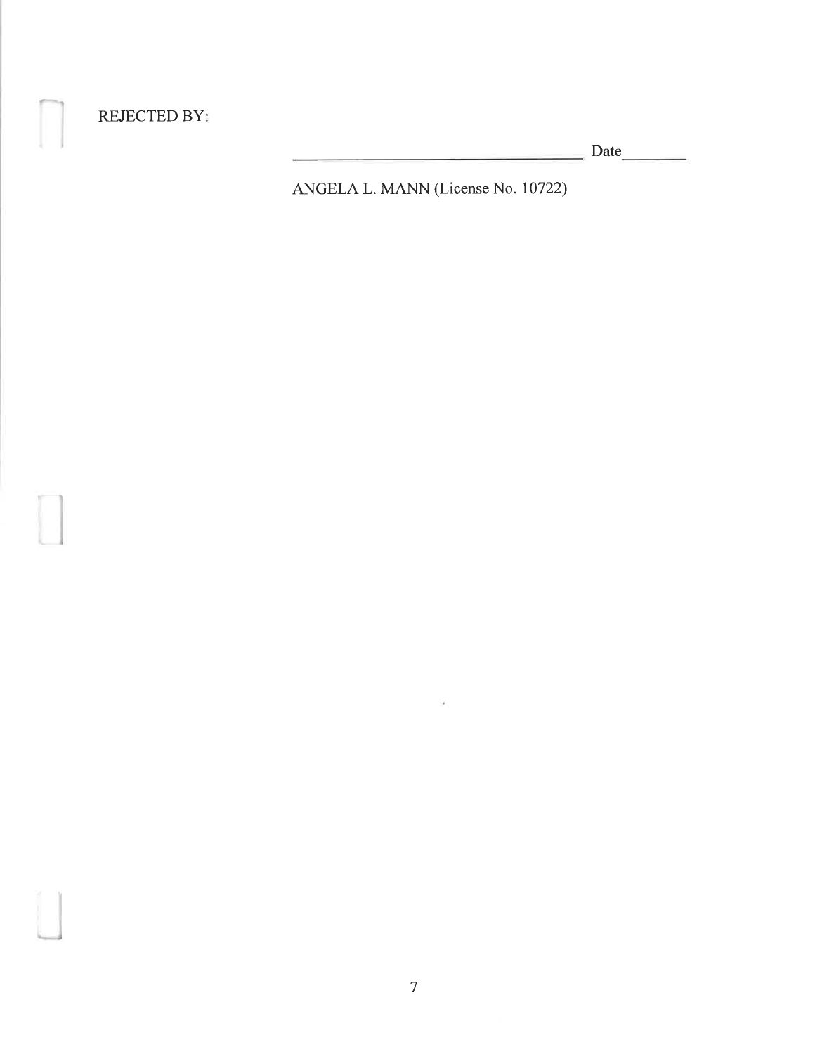REJECTED BY:

\_\_\_\_\_\_\_\_\_\_\_\_\_\_\_\_\_\_\_\_\_\_\_\_\_\_\_\_\_\_\_\_\_\_ Date\_\_\_\_\_\_\_\_

ANGELA L. MANN (License No. 10722)